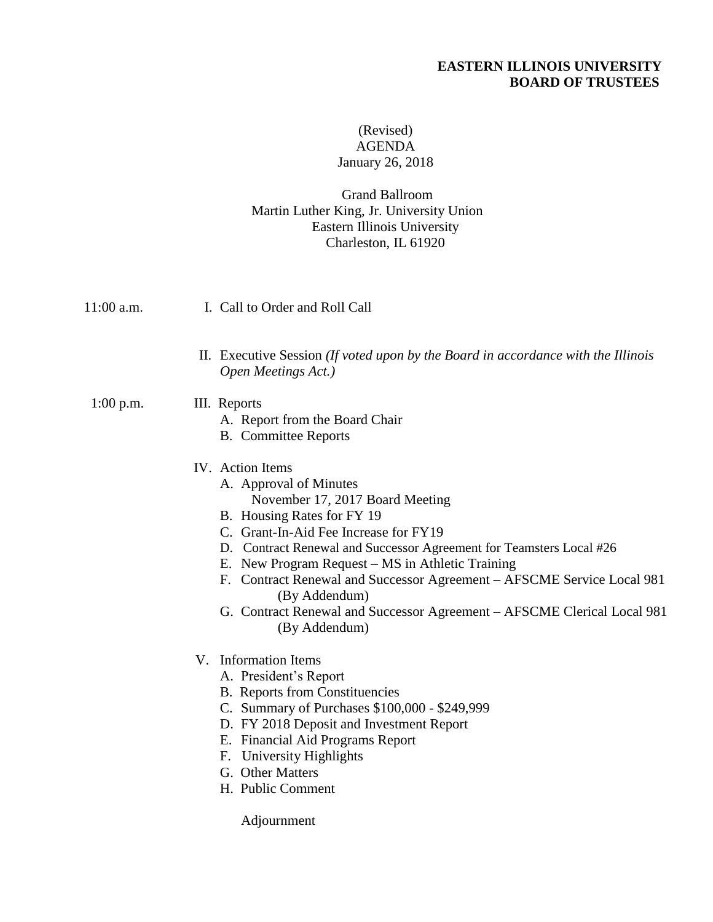**EASTERN ILLINOIS UNIVERSITY**
**BOARD OF TRUSTEES**

(Revised)
AGENDA
January 26, 2018

Grand Ballroom
Martin Luther King, Jr. University Union
Eastern Illinois University
Charleston, IL 61920

11:00 a.m. I. Call to Order and Roll Call

II. Executive Session *(If voted upon by the Board in accordance with the Illinois Open Meetings Act.)*

1:00 p.m. III. Reports
- A. Report from the Board Chair
- B. Committee Reports

IV. Action Items
- A. Approval of Minutes
  November 17, 2017 Board Meeting
- B. Housing Rates for FY 19
- C. Grant-In-Aid Fee Increase for FY19
- D. Contract Renewal and Successor Agreement for Teamsters Local #26
- E. New Program Request – MS in Athletic Training
- F. Contract Renewal and Successor Agreement – AFSCME Service Local 981 (By Addendum)
- G. Contract Renewal and Successor Agreement – AFSCME Clerical Local 981 (By Addendum)

V. Information Items
- A. President's Report
- B. Reports from Constituencies
- C. Summary of Purchases $100,000 - $249,999
- D. FY 2018 Deposit and Investment Report
- E. Financial Aid Programs Report
- F. University Highlights
- G. Other Matters
- H. Public Comment

Adjournment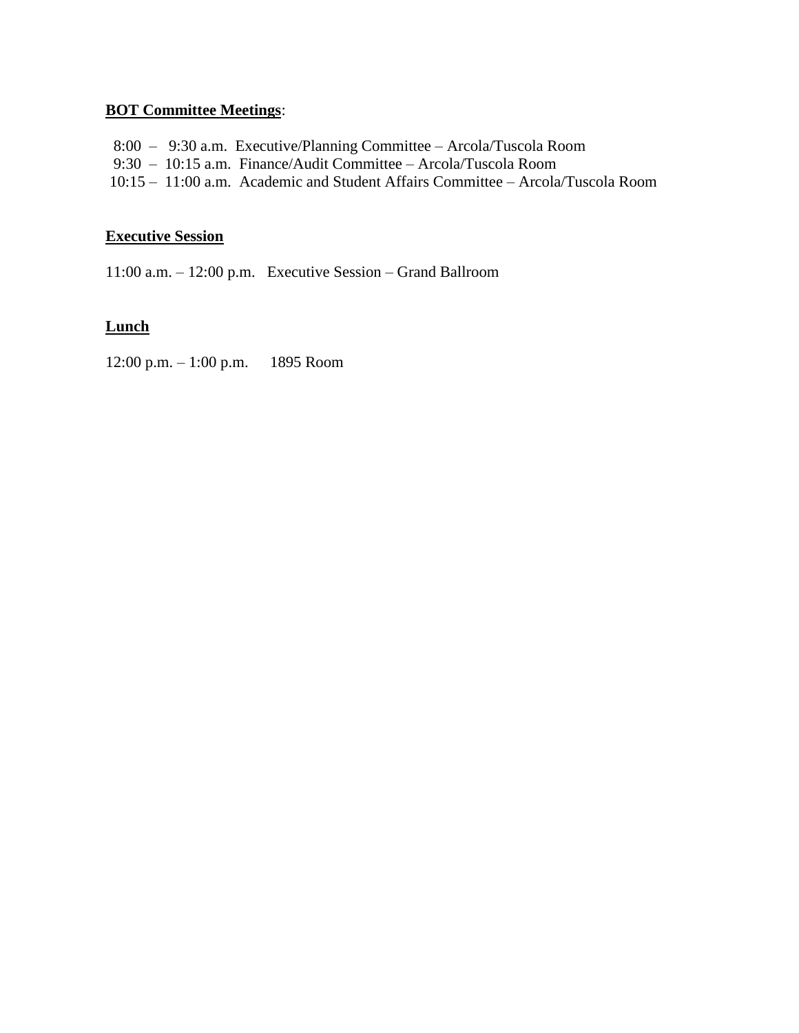**BOT Committee Meetings**:

8:00 – 9:30 a.m. Executive/Planning Committee – Arcola/Tuscola Room
9:30 – 10:15 a.m. Finance/Audit Committee – Arcola/Tuscola Room
10:15 – 11:00 a.m. Academic and Student Affairs Committee – Arcola/Tuscola Room

**Executive Session**

11:00 a.m. – 12:00 p.m. Executive Session – Grand Ballroom

**Lunch**

12:00 p.m. – 1:00 p.m. 1895 Room